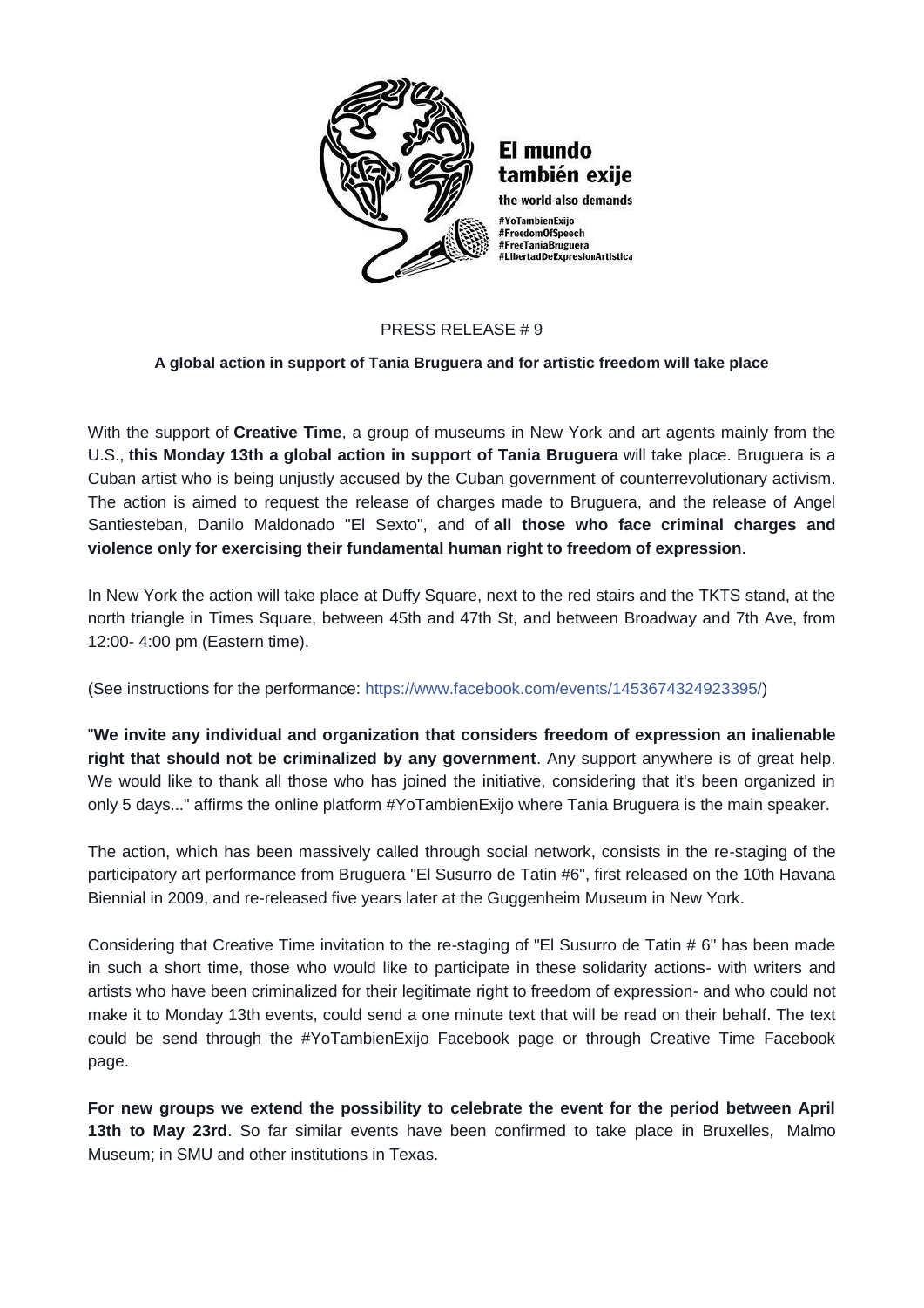El mundo también exije

the world also demands

#YoTambienExijo
#FreedomOfSpeech
#FreeTaniaBruguera
#LibertadDeExpresionArtistica

PRESS RELEASE # 9

**A global action in support of Tania Bruguera and for artistic freedom will take place**

With the support of **Creative Time**, a group of museums in New York and art agents mainly from the U.S., **this Monday 13th a global action in support of Tania Bruguera** will take place. Bruguera is a Cuban artist who is being unjustly accused by the Cuban government of counterrevolutionary activism. The action is aimed to request the release of charges made to Bruguera, and the release of Angel Santiesteban, Danilo Maldonado "El Sexto", and of **all those who face criminal charges and violence only for exercising their fundamental human right to freedom of expression**.

In New York the action will take place at Duffy Square, next to the red stairs and the TKTS stand, at the north triangle in Times Square, between 45th and 47th St, and between Broadway and 7th Ave, from 12:00- 4:00 pm (Eastern time).

(See instructions for the performance: https://www.facebook.com/events/1453674324923395/)

"**We invite any individual and organization that considers freedom of expression an inalienable right that should not be criminalized by any government**. Any support anywhere is of great help. We would like to thank all those who has joined the initiative, considering that it's been organized in only 5 days..." affirms the online platform #YoTambienExijo where Tania Bruguera is the main speaker.

The action, which has been massively called through social network, consists in the re-staging of the participatory art performance from Bruguera "El Susurro de Tatin #6", first released on the 10th Havana Biennial in 2009, and re-released five years later at the Guggenheim Museum in New York.

Considering that Creative Time invitation to the re-staging of "El Susurro de Tatin # 6" has been made in such a short time, those who would like to participate in these solidarity actions- with writers and artists who have been criminalized for their legitimate right to freedom of expression- and who could not make it to Monday 13th events, could send a one minute text that will be read on their behalf. The text could be send through the #YoTambienExijo Facebook page or through Creative Time Facebook page.

**For new groups we extend the possibility to celebrate the event for the period between April 13th to May 23rd**. So far similar events have been confirmed to take place in Bruxelles, Malmo Museum; in SMU and other institutions in Texas.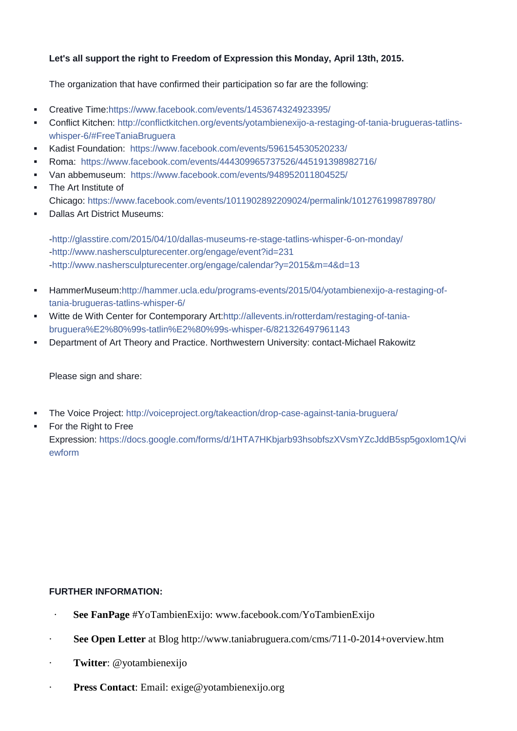**Let's all support the right to Freedom of Expression this Monday, April 13th, 2015.**

The organization that have confirmed their participation so far are the following:

- Creative Time:https://www.facebook.com/events/1453674324923395/
- Conflict Kitchen: http://conflictkitchen.org/events/yotambienexijo-a-restaging-of-tania-brugueras-tatlins-whisper-6/#FreeTaniaBruguera
- Kadist Foundation: https://www.facebook.com/events/596154530520233/
- Roma: https://www.facebook.com/events/444309965737526/445191398982716/
- Van abbemuseum: https://www.facebook.com/events/948952011804525/
- The Art Institute of Chicago: https://www.facebook.com/events/1011902892209024/permalink/1012761998789780/
- Dallas Art District Museums:

  -http://glasstire.com/2015/04/10/dallas-museums-re-stage-tatlins-whisper-6-on-monday/
  -http://www.nashersculpturecenter.org/engage/event?id=231
  -http://www.nashersculpturecenter.org/engage/calendar?y=2015&m=4&d=13

- HammerMuseum:http://hammer.ucla.edu/programs-events/2015/04/yotambienexijo-a-restaging-of-tania-brugueras-tatlins-whisper-6/
- Witte de With Center for Contemporary Art:http://allevents.in/rotterdam/restaging-of-tania-bruguera%E2%80%99s-tatlin%E2%80%99s-whisper-6/821326497961143
- Department of Art Theory and Practice. Northwestern University: contact-Michael Rakowitz

Please sign and share:

- The Voice Project: http://voiceproject.org/takeaction/drop-case-against-tania-bruguera/
- For the Right to Free Expression: https://docs.google.com/forms/d/1HTA7HKbjarb93hsobfszXVsmYZcJddB5sp5goxIom1Q/viewform

**FURTHER INFORMATION:**

- **See FanPage** #YoTambienExijo: www.facebook.com/YoTambienExijo
- **See Open Letter** at Blog http://www.taniabruguera.com/cms/711-0-2014+overview.htm
- **Twitter**: @yotambienexijo
- **Press Contact**: Email: exige@yotambienexijo.org